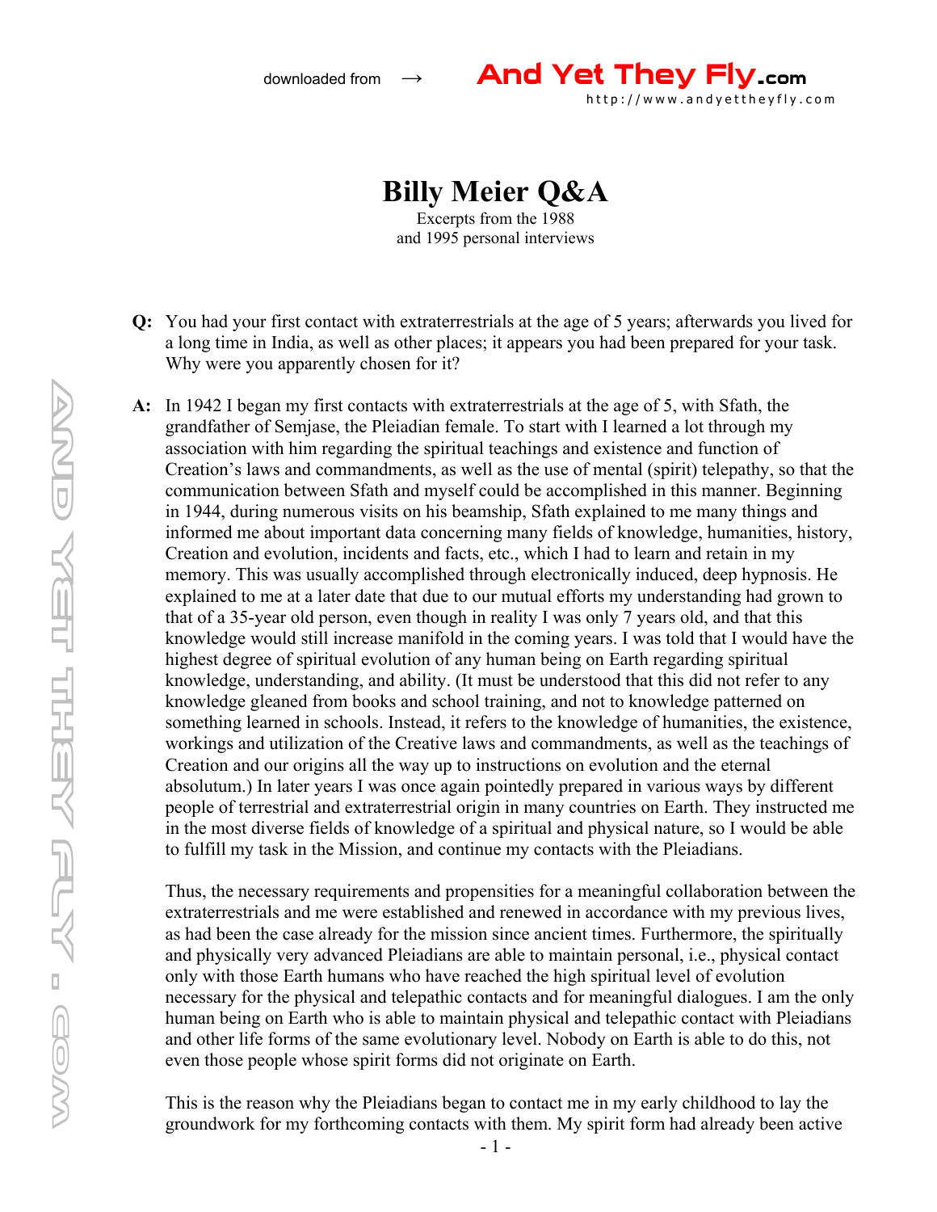# Billy Meier Q&A

Excerpts from the 1988
and 1995 personal interviews

**Q:** You had your first contact with extraterrestrials at the age of 5 years; afterwards you lived for a long time in India, as well as other places; it appears you had been prepared for your task. Why were you apparently chosen for it?

**A:** In 1942 I began my first contacts with extraterrestrials at the age of 5, with Sfath, the grandfather of Semjase, the Pleiadian female. To start with I learned a lot through my association with him regarding the spiritual teachings and existence and function of Creation's laws and commandments, as well as the use of mental (spirit) telepathy, so that the communication between Sfath and myself could be accomplished in this manner. Beginning in 1944, during numerous visits on his beamship, Sfath explained to me many things and informed me about important data concerning many fields of knowledge, humanities, history, Creation and evolution, incidents and facts, etc., which I had to learn and retain in my memory. This was usually accomplished through electronically induced, deep hypnosis. He explained to me at a later date that due to our mutual efforts my understanding had grown to that of a 35-year old person, even though in reality I was only 7 years old, and that this knowledge would still increase manifold in the coming years. I was told that I would have the highest degree of spiritual evolution of any human being on Earth regarding spiritual knowledge, understanding, and ability. (It must be understood that this did not refer to any knowledge gleaned from books and school training, and not to knowledge patterned on something learned in schools. Instead, it refers to the knowledge of humanities, the existence, workings and utilization of the Creative laws and commandments, as well as the teachings of Creation and our origins all the way up to instructions on evolution and the eternal absolutum.) In later years I was once again pointedly prepared in various ways by different people of terrestrial and extraterrestrial origin in many countries on Earth. They instructed me in the most diverse fields of knowledge of a spiritual and physical nature, so I would be able to fulfill my task in the Mission, and continue my contacts with the Pleiadians.

Thus, the necessary requirements and propensities for a meaningful collaboration between the extraterrestrials and me were established and renewed in accordance with my previous lives, as had been the case already for the mission since ancient times. Furthermore, the spiritually and physically very advanced Pleiadians are able to maintain personal, i.e., physical contact only with those Earth humans who have reached the high spiritual level of evolution necessary for the physical and telepathic contacts and for meaningful dialogues. I am the only human being on Earth who is able to maintain physical and telepathic contact with Pleiadians and other life forms of the same evolutionary level. Nobody on Earth is able to do this, not even those people whose spirit forms did not originate on Earth.

This is the reason why the Pleiadians began to contact me in my early childhood to lay the groundwork for my forthcoming contacts with them. My spirit form had already been active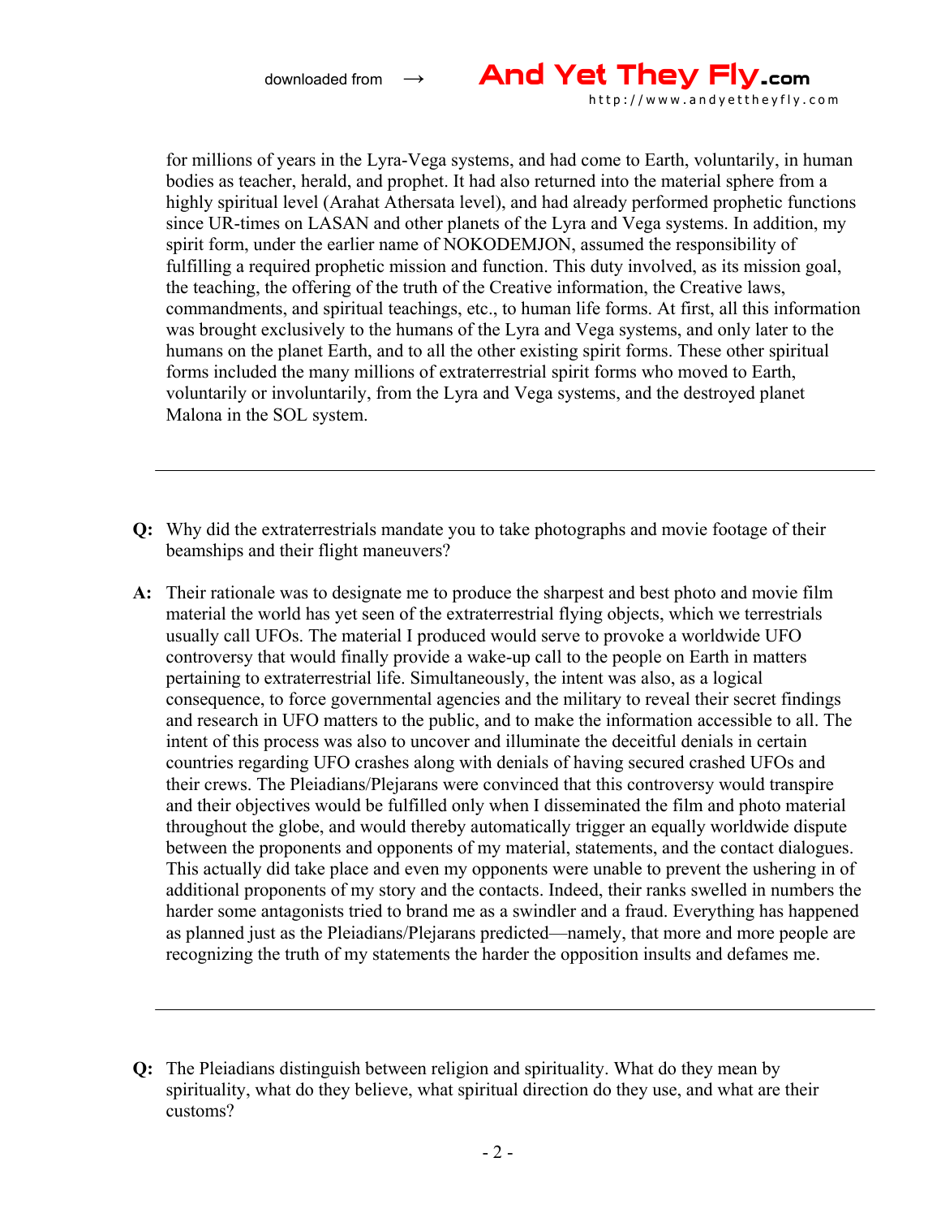for millions of years in the Lyra-Vega systems, and had come to Earth, voluntarily, in human bodies as teacher, herald, and prophet. It had also returned into the material sphere from a highly spiritual level (Arahat Athersata level), and had already performed prophetic functions since UR-times on LASAN and other planets of the Lyra and Vega systems. In addition, my spirit form, under the earlier name of NOKODEMJON, assumed the responsibility of fulfilling a required prophetic mission and function. This duty involved, as its mission goal, the teaching, the offering of the truth of the Creative information, the Creative laws, commandments, and spiritual teachings, etc., to human life forms. At first, all this information was brought exclusively to the humans of the Lyra and Vega systems, and only later to the humans on the planet Earth, and to all the other existing spirit forms. These other spiritual forms included the many millions of extraterrestrial spirit forms who moved to Earth, voluntarily or involuntarily, from the Lyra and Vega systems, and the destroyed planet Malona in the SOL system.

---

**Q:** Why did the extraterrestrials mandate you to take photographs and movie footage of their beamships and their flight maneuvers?

**A:** Their rationale was to designate me to produce the sharpest and best photo and movie film material the world has yet seen of the extraterrestrial flying objects, which we terrestrials usually call UFOs. The material I produced would serve to provoke a worldwide UFO controversy that would finally provide a wake-up call to the people on Earth in matters pertaining to extraterrestrial life. Simultaneously, the intent was also, as a logical consequence, to force governmental agencies and the military to reveal their secret findings and research in UFO matters to the public, and to make the information accessible to all. The intent of this process was also to uncover and illuminate the deceitful denials in certain countries regarding UFO crashes along with denials of having secured crashed UFOs and their crews. The Pleiadians/Plejarans were convinced that this controversy would transpire and their objectives would be fulfilled only when I disseminated the film and photo material throughout the globe, and would thereby automatically trigger an equally worldwide dispute between the proponents and opponents of my material, statements, and the contact dialogues. This actually did take place and even my opponents were unable to prevent the ushering in of additional proponents of my story and the contacts. Indeed, their ranks swelled in numbers the harder some antagonists tried to brand me as a swindler and a fraud. Everything has happened as planned just as the Pleiadians/Plejarans predicted—namely, that more and more people are recognizing the truth of my statements the harder the opposition insults and defames me.

---

**Q:** The Pleiadians distinguish between religion and spirituality. What do they mean by spirituality, what do they believe, what spiritual direction do they use, and what are their customs?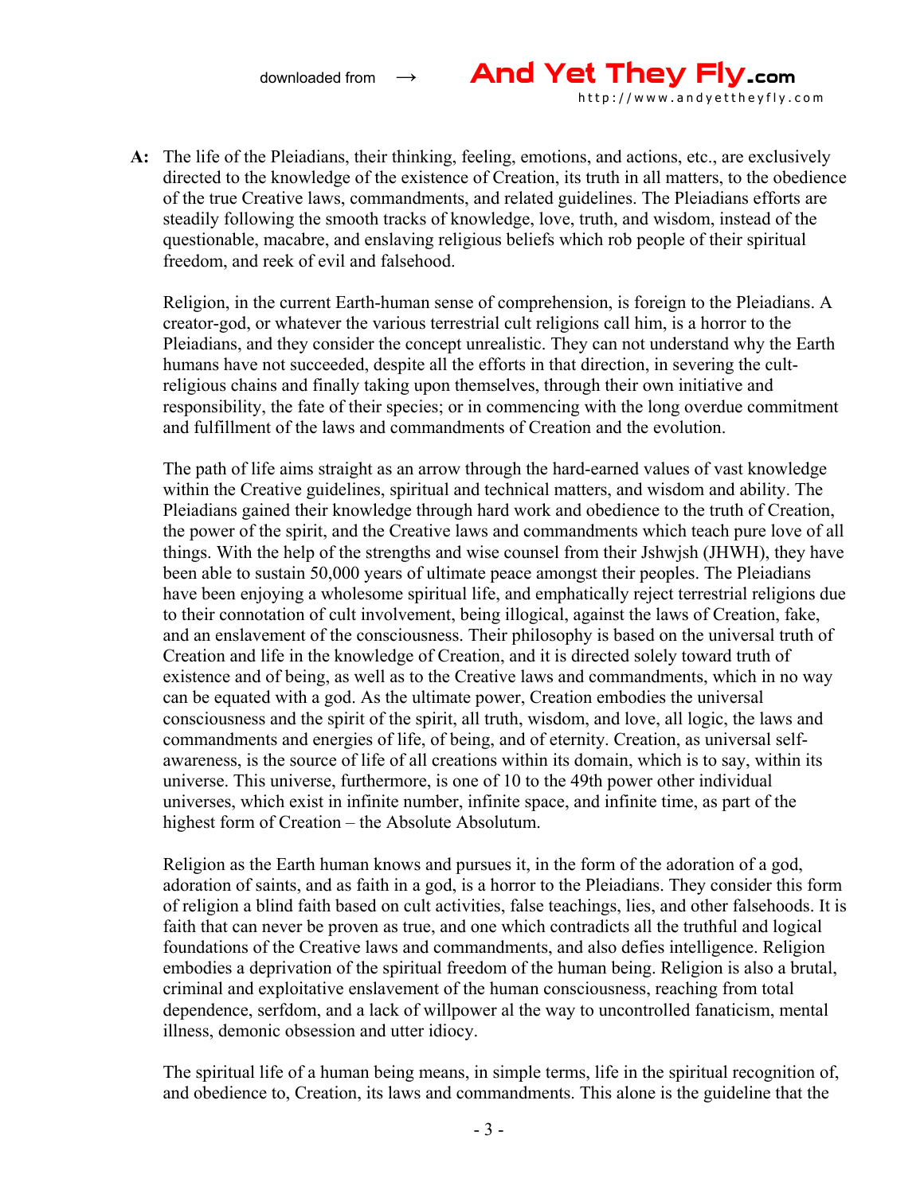**A:** The life of the Pleiadians, their thinking, feeling, emotions, and actions, etc., are exclusively directed to the knowledge of the existence of Creation, its truth in all matters, to the obedience of the true Creative laws, commandments, and related guidelines. The Pleiadians efforts are steadily following the smooth tracks of knowledge, love, truth, and wisdom, instead of the questionable, macabre, and enslaving religious beliefs which rob people of their spiritual freedom, and reek of evil and falsehood.

Religion, in the current Earth-human sense of comprehension, is foreign to the Pleiadians. A creator-god, or whatever the various terrestrial cult religions call him, is a horror to the Pleiadians, and they consider the concept unrealistic. They can not understand why the Earth humans have not succeeded, despite all the efforts in that direction, in severing the cult-religious chains and finally taking upon themselves, through their own initiative and responsibility, the fate of their species; or in commencing with the long overdue commitment and fulfillment of the laws and commandments of Creation and the evolution.

The path of life aims straight as an arrow through the hard-earned values of vast knowledge within the Creative guidelines, spiritual and technical matters, and wisdom and ability. The Pleiadians gained their knowledge through hard work and obedience to the truth of Creation, the power of the spirit, and the Creative laws and commandments which teach pure love of all things. With the help of the strengths and wise counsel from their Jshwjsh (JHWH), they have been able to sustain 50,000 years of ultimate peace amongst their peoples. The Pleiadians have been enjoying a wholesome spiritual life, and emphatically reject terrestrial religions due to their connotation of cult involvement, being illogical, against the laws of Creation, fake, and an enslavement of the consciousness. Their philosophy is based on the universal truth of Creation and life in the knowledge of Creation, and it is directed solely toward truth of existence and of being, as well as to the Creative laws and commandments, which in no way can be equated with a god. As the ultimate power, Creation embodies the universal consciousness and the spirit of the spirit, all truth, wisdom, and love, all logic, the laws and commandments and energies of life, of being, and of eternity. Creation, as universal self-awareness, is the source of life of all creations within its domain, which is to say, within its universe. This universe, furthermore, is one of 10 to the 49th power other individual universes, which exist in infinite number, infinite space, and infinite time, as part of the highest form of Creation – the Absolute Absolutum.

Religion as the Earth human knows and pursues it, in the form of the adoration of a god, adoration of saints, and as faith in a god, is a horror to the Pleiadians. They consider this form of religion a blind faith based on cult activities, false teachings, lies, and other falsehoods. It is faith that can never be proven as true, and one which contradicts all the truthful and logical foundations of the Creative laws and commandments, and also defies intelligence. Religion embodies a deprivation of the spiritual freedom of the human being. Religion is also a brutal, criminal and exploitative enslavement of the human consciousness, reaching from total dependence, serfdom, and a lack of willpower al the way to uncontrolled fanaticism, mental illness, demonic obsession and utter idiocy.

The spiritual life of a human being means, in simple terms, life in the spiritual recognition of, and obedience to, Creation, its laws and commandments. This alone is the guideline that the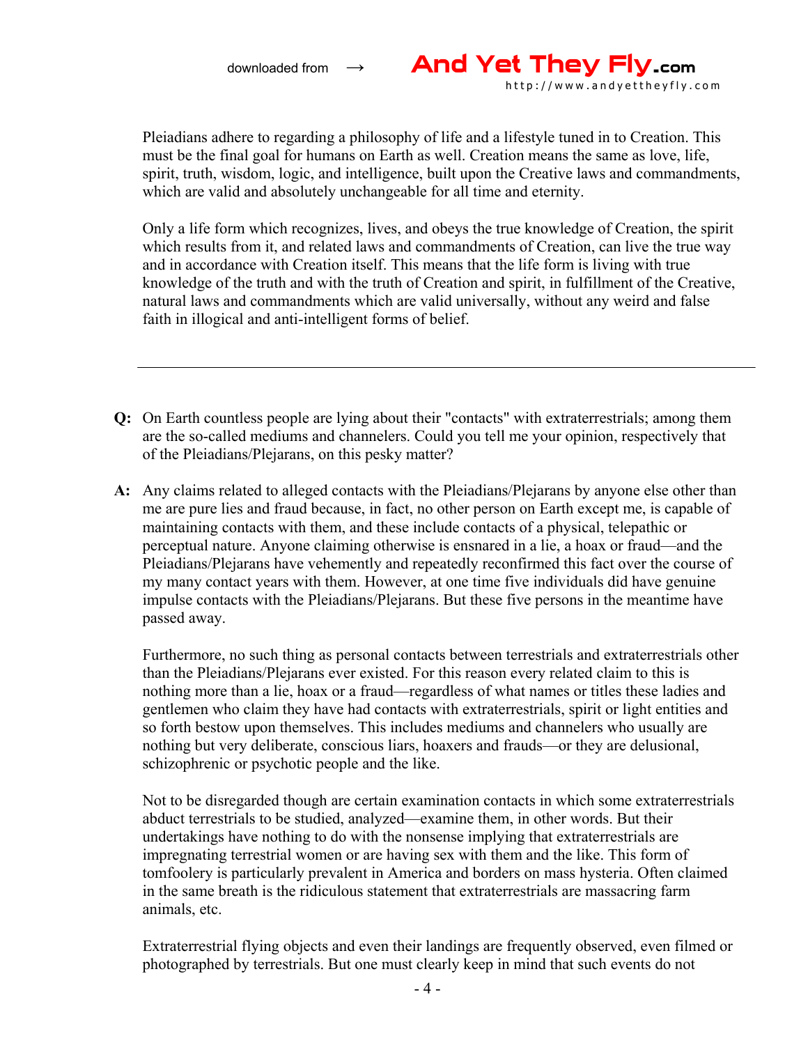Pleiadians adhere to regarding a philosophy of life and a lifestyle tuned in to Creation. This must be the final goal for humans on Earth as well. Creation means the same as love, life, spirit, truth, wisdom, logic, and intelligence, built upon the Creative laws and commandments, which are valid and absolutely unchangeable for all time and eternity.

Only a life form which recognizes, lives, and obeys the true knowledge of Creation, the spirit which results from it, and related laws and commandments of Creation, can live the true way and in accordance with Creation itself. This means that the life form is living with true knowledge of the truth and with the truth of Creation and spirit, in fulfillment of the Creative, natural laws and commandments which are valid universally, without any weird and false faith in illogical and anti-intelligent forms of belief.

---

**Q:** On Earth countless people are lying about their "contacts" with extraterrestrials; among them are the so-called mediums and channelers. Could you tell me your opinion, respectively that of the Pleiadians/Plejarans, on this pesky matter?

**A:** Any claims related to alleged contacts with the Pleiadians/Plejarans by anyone else other than me are pure lies and fraud because, in fact, no other person on Earth except me, is capable of maintaining contacts with them, and these include contacts of a physical, telepathic or perceptual nature. Anyone claiming otherwise is ensnared in a lie, a hoax or fraud—and the Pleiadians/Plejarans have vehemently and repeatedly reconfirmed this fact over the course of my many contact years with them. However, at one time five individuals did have genuine impulse contacts with the Pleiadians/Plejarans. But these five persons in the meantime have passed away.

Furthermore, no such thing as personal contacts between terrestrials and extraterrestrials other than the Pleiadians/Plejarans ever existed. For this reason every related claim to this is nothing more than a lie, hoax or a fraud—regardless of what names or titles these ladies and gentlemen who claim they have had contacts with extraterrestrials, spirit or light entities and so forth bestow upon themselves. This includes mediums and channelers who usually are nothing but very deliberate, conscious liars, hoaxers and frauds—or they are delusional, schizophrenic or psychotic people and the like.

Not to be disregarded though are certain examination contacts in which some extraterrestrials abduct terrestrials to be studied, analyzed—examine them, in other words. But their undertakings have nothing to do with the nonsense implying that extraterrestrials are impregnating terrestrial women or are having sex with them and the like. This form of tomfoolery is particularly prevalent in America and borders on mass hysteria. Often claimed in the same breath is the ridiculous statement that extraterrestrials are massacring farm animals, etc.

Extraterrestrial flying objects and even their landings are frequently observed, even filmed or photographed by terrestrials. But one must clearly keep in mind that such events do not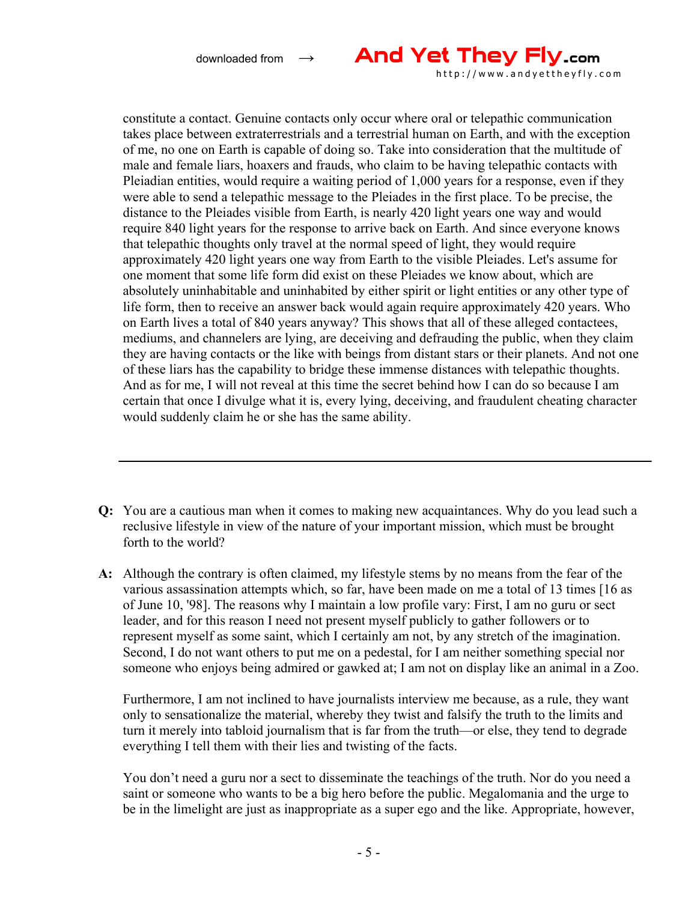constitute a contact. Genuine contacts only occur where oral or telepathic communication takes place between extraterrestrials and a terrestrial human on Earth, and with the exception of me, no one on Earth is capable of doing so. Take into consideration that the multitude of male and female liars, hoaxers and frauds, who claim to be having telepathic contacts with Pleiadian entities, would require a waiting period of 1,000 years for a response, even if they were able to send a telepathic message to the Pleiades in the first place. To be precise, the distance to the Pleiades visible from Earth, is nearly 420 light years one way and would require 840 light years for the response to arrive back on Earth. And since everyone knows that telepathic thoughts only travel at the normal speed of light, they would require approximately 420 light years one way from Earth to the visible Pleiades. Let's assume for one moment that some life form did exist on these Pleiades we know about, which are absolutely uninhabitable and uninhabited by either spirit or light entities or any other type of life form, then to receive an answer back would again require approximately 420 years. Who on Earth lives a total of 840 years anyway? This shows that all of these alleged contactees, mediums, and channelers are lying, are deceiving and defrauding the public, when they claim they are having contacts or the like with beings from distant stars or their planets. And not one of these liars has the capability to bridge these immense distances with telepathic thoughts. And as for me, I will not reveal at this time the secret behind how I can do so because I am certain that once I divulge what it is, every lying, deceiving, and fraudulent cheating character would suddenly claim he or she has the same ability.

---

**Q:** You are a cautious man when it comes to making new acquaintances. Why do you lead such a reclusive lifestyle in view of the nature of your important mission, which must be brought forth to the world?

**A:** Although the contrary is often claimed, my lifestyle stems by no means from the fear of the various assassination attempts which, so far, have been made on me a total of 13 times [16 as of June 10, '98]. The reasons why I maintain a low profile vary: First, I am no guru or sect leader, and for this reason I need not present myself publicly to gather followers or to represent myself as some saint, which I certainly am not, by any stretch of the imagination. Second, I do not want others to put me on a pedestal, for I am neither something special nor someone who enjoys being admired or gawked at; I am not on display like an animal in a Zoo.

Furthermore, I am not inclined to have journalists interview me because, as a rule, they want only to sensationalize the material, whereby they twist and falsify the truth to the limits and turn it merely into tabloid journalism that is far from the truth—or else, they tend to degrade everything I tell them with their lies and twisting of the facts.

You don't need a guru nor a sect to disseminate the teachings of the truth. Nor do you need a saint or someone who wants to be a big hero before the public. Megalomania and the urge to be in the limelight are just as inappropriate as a super ego and the like. Appropriate, however,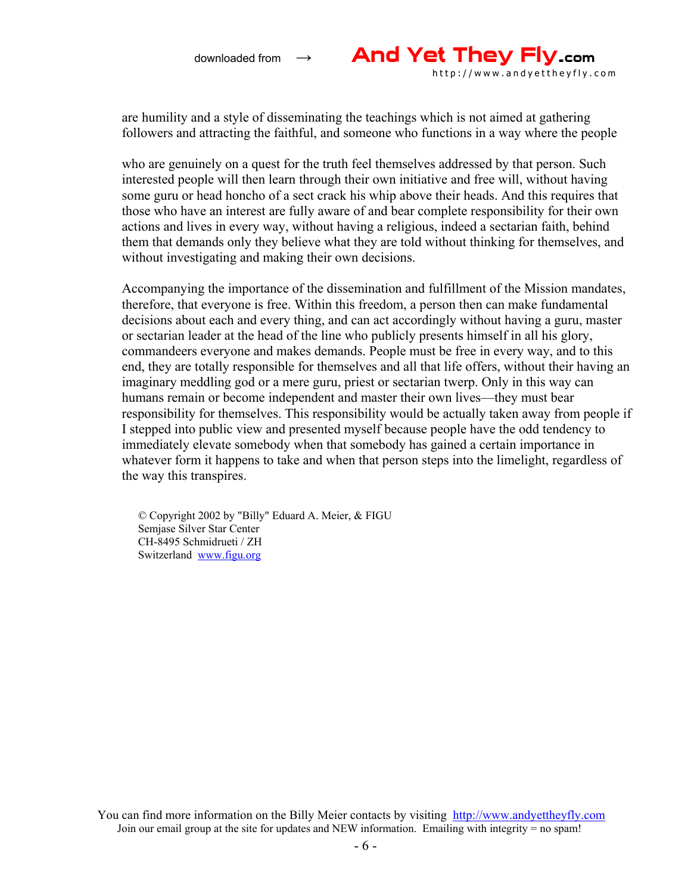are humility and a style of disseminating the teachings which is not aimed at gathering followers and attracting the faithful, and someone who functions in a way where the people

who are genuinely on a quest for the truth feel themselves addressed by that person. Such interested people will then learn through their own initiative and free will, without having some guru or head honcho of a sect crack his whip above their heads. And this requires that those who have an interest are fully aware of and bear complete responsibility for their own actions and lives in every way, without having a religious, indeed a sectarian faith, behind them that demands only they believe what they are told without thinking for themselves, and without investigating and making their own decisions.

Accompanying the importance of the dissemination and fulfillment of the Mission mandates, therefore, that everyone is free. Within this freedom, a person then can make fundamental decisions about each and every thing, and can act accordingly without having a guru, master or sectarian leader at the head of the line who publicly presents himself in all his glory, commandeers everyone and makes demands. People must be free in every way, and to this end, they are totally responsible for themselves and all that life offers, without their having an imaginary meddling god or a mere guru, priest or sectarian twerp. Only in this way can humans remain or become independent and master their own lives—they must bear responsibility for themselves. This responsibility would be actually taken away from people if I stepped into public view and presented myself because people have the odd tendency to immediately elevate somebody when that somebody has gained a certain importance in whatever form it happens to take and when that person steps into the limelight, regardless of the way this transpires.

© Copyright 2002 by "Billy" Eduard A. Meier, & FIGU
Semjase Silver Star Center
CH-8495 Schmidrueti / ZH
Switzerland www.figu.org